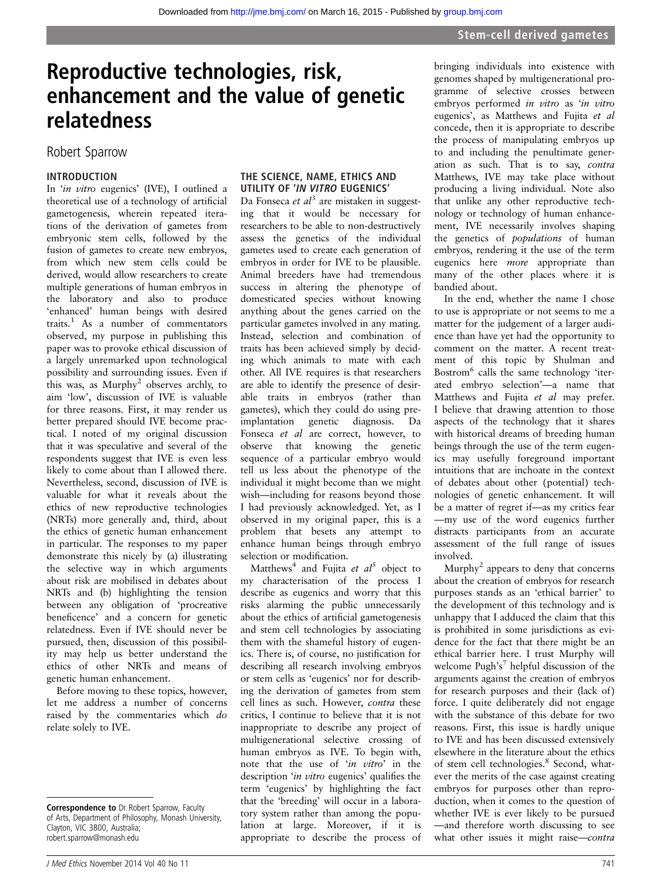# Reproductive technologies, risk, enhancement and the value of genetic relatedness

Robert Sparrow

## INTRODUCTION

In '*in vitro* eugenics' (IVE), I outlined a theoretical use of a technology of artificial gametogenesis, wherein repeated iterations of the derivation of gametes from embryonic stem cells, followed by the fusion of gametes to create new embryos, from which new stem cells could be derived, would allow researchers to create multiple generations of human embryos in the laboratory and also to produce 'enhanced' human beings with desired traits.[1] As a number of commentators observed, my purpose in publishing this paper was to provoke ethical discussion of a largely unremarked upon technological possibility and surrounding issues. Even if this was, as Murphy[2] observes archly, to aim 'low', discussion of IVE is valuable for three reasons. First, it may render us better prepared should IVE become practical. I noted of my original discussion that it was speculative and several of the respondents suggest that IVE is even less likely to come about than I allowed there. Nevertheless, second, discussion of IVE is valuable for what it reveals about the ethics of new reproductive technologies (NRTs) more generally and, third, about the ethics of genetic human enhancement in particular. The responses to my paper demonstrate this nicely by (a) illustrating the selective way in which arguments about risk are mobilised in debates about NRTs and (b) highlighting the tension between any obligation of 'procreative beneficence' and a concern for genetic relatedness. Even if IVE should never be pursued, then, discussion of this possibility may help us better understand the ethics of other NRTs and means of genetic human enhancement.

Before moving to these topics, however, let me address a number of concerns raised by the commentaries which *do* relate solely to IVE.

## THE SCIENCE, NAME, ETHICS AND UTILITY OF '*IN VITRO* EUGENICS'

Da Fonseca *et al*[3] are mistaken in suggesting that it would be necessary for researchers to be able to non-destructively assess the genetics of the individual gametes used to create each generation of embryos in order for IVE to be plausible. Animal breeders have had tremendous success in altering the phenotype of domesticated species without knowing anything about the genes carried on the particular gametes involved in any mating. Instead, selection and combination of traits has been achieved simply by deciding which animals to mate with each other. All IVE requires is that researchers are able to identify the presence of desirable traits in embryos (rather than gametes), which they could do using preimplantation genetic diagnosis. Da Fonseca *et al* are correct, however, to observe that knowing the genetic sequence of a particular embryo would tell us less about the phenotype of the individual it might become than we might wish—including for reasons beyond those I had previously acknowledged. Yet, as I observed in my original paper, this is a problem that besets any attempt to enhance human beings through embryo selection or modification.

Matthews[4] and Fujita *et al*[5] object to my characterisation of the process I describe as eugenics and worry that this risks alarming the public unnecessarily about the ethics of artificial gametogenesis and stem cell technologies by associating them with the shameful history of eugenics. There is, of course, no justification for describing all research involving embryos or stem cells as 'eugenics' nor for describing the derivation of gametes from stem cell lines as such. However, *contra* these critics, I continue to believe that it is not inappropriate to describe any project of multigenerational selective crossing of human embryos as IVE. To begin with, note that the use of '*in vitro*' in the description '*in vitro* eugenics' qualifies the term 'eugenics' by highlighting the fact that the 'breeding' will occur in a laboratory system rather than among the population at large. Moreover, if it is appropriate to describe the process of bringing individuals into existence with genomes shaped by multigenerational programme of selective crosses between embryos performed *in vitro* as '*in vitro* eugenics', as Matthews and Fujita *et al* concede, then it is appropriate to describe the process of manipulating embryos up to and including the penultimate generation as such. That is to say, *contra* Matthews, IVE may take place without producing a living individual. Note also that unlike any other reproductive technology or technology of human enhancement, IVE necessarily involves shaping the genetics of *populations* of human embryos, rendering it the use of the term eugenics here *more* appropriate than many of the other places where it is bandied about.

In the end, whether the name I chose to use is appropriate or not seems to me a matter for the judgement of a larger audience than have yet had the opportunity to comment on the matter. A recent treatment of this topic by Shulman and Bostrom[6] calls the same technology 'iterated embryo selection'—a name that Matthews and Fujita *et al* may prefer. I believe that drawing attention to those aspects of the technology that it shares with historical dreams of breeding human beings through the use of the term eugenics may usefully foreground important intuitions that are inchoate in the context of debates about other (potential) technologies of genetic enhancement. It will be a matter of regret if—as my critics fear—my use of the word eugenics further distracts participants from an accurate assessment of the full range of issues involved.

Murphy[2] appears to deny that concerns about the creation of embryos for research purposes stands as an 'ethical barrier' to the development of this technology and is unhappy that I adduced the claim that this is prohibited in some jurisdictions as evidence for the fact that there might be an ethical barrier here. I trust Murphy will welcome Pugh's[7] helpful discussion of the arguments against the creation of embryos for research purposes and their (lack of) force. I quite deliberately did not engage with the substance of this debate for two reasons. First, this issue is hardly unique to IVE and has been discussed extensively elsewhere in the literature about the ethics of stem cell technologies.[8] Second, whatever the merits of the case against creating embryos for purposes other than reproduction, when it comes to the question of whether IVE is ever likely to be pursued—and therefore worth discussing to see what other issues it might raise—*contra*

**Correspondence to** Dr Robert Sparrow, Faculty of Arts, Department of Philosophy, Monash University, Clayton, VIC 3800, Australia; robert.sparrow@monash.edu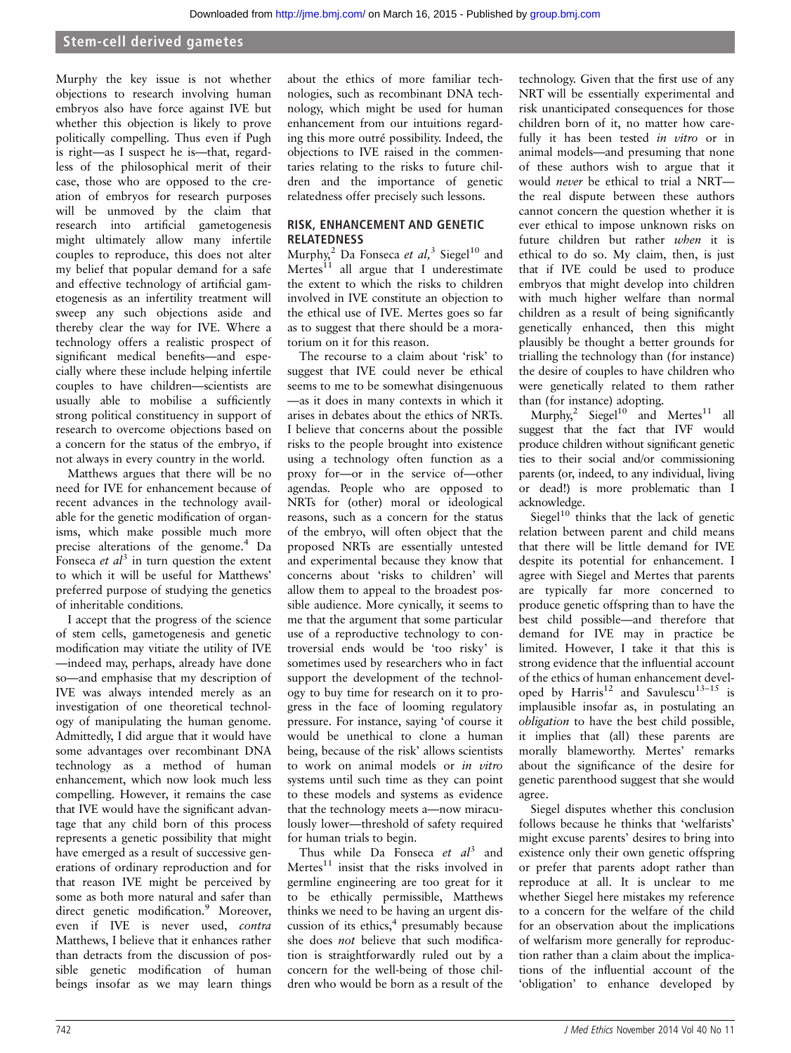Murphy the key issue is not whether objections to research involving human embryos also have force against IVE but whether this objection is likely to prove politically compelling. Thus even if Pugh is right—as I suspect he is—that, regardless of the philosophical merit of their case, those who are opposed to the creation of embryos for research purposes will be unmoved by the claim that research into artificial gametogenesis might ultimately allow many infertile couples to reproduce, this does not alter my belief that popular demand for a safe and effective technology of artificial gametogenesis as an infertility treatment will sweep any such objections aside and thereby clear the way for IVE. Where a technology offers a realistic prospect of significant medical benefits—and especially where these include helping infertile couples to have children—scientists are usually able to mobilise a sufficiently strong political constituency in support of research to overcome objections based on a concern for the status of the embryo, if not always in every country in the world.

Matthews argues that there will be no need for IVE for enhancement because of recent advances in the technology available for the genetic modification of organisms, which make possible much more precise alterations of the genome.[4] Da Fonseca *et al*[3] in turn question the extent to which it will be useful for Matthews' preferred purpose of studying the genetics of inheritable conditions.

I accept that the progress of the science of stem cells, gametogenesis and genetic modification may vitiate the utility of IVE—indeed may, perhaps, already have done so—and emphasise that my description of IVE was always intended merely as an investigation of one theoretical technology of manipulating the human genome. Admittedly, I did argue that it would have some advantages over recombinant DNA technology as a method of human enhancement, which now look much less compelling. However, it remains the case that IVE would have the significant advantage that any child born of this process represents a genetic possibility that might have emerged as a result of successive generations of ordinary reproduction and for that reason IVE might be perceived by some as both more natural and safer than direct genetic modification.[9] Moreover, even if IVE is never used, *contra* Matthews, I believe that it enhances rather than detracts from the discussion of possible genetic modification of human beings insofar as we may learn things about the ethics of more familiar technologies, such as recombinant DNA technology, which might be used for human enhancement from our intuitions regarding this more outré possibility. Indeed, the objections to IVE raised in the commentaries relating to the risks to future children and the importance of genetic relatedness offer precisely such lessons.

## RISK, ENHANCEMENT AND GENETIC RELATEDNESS

Murphy,[2] Da Fonseca *et al*,[3] Siegel[10] and Mertes[11] all argue that I underestimate the extent to which the risks to children involved in IVE constitute an objection to the ethical use of IVE. Mertes goes so far as to suggest that there should be a moratorium on it for this reason.

The recourse to a claim about 'risk' to suggest that IVE could never be ethical seems to me to be somewhat disingenuous—as it does in many contexts in which it arises in debates about the ethics of NRTs. I believe that concerns about the possible risks to the people brought into existence using a technology often function as a proxy for—or in the service of—other agendas. People who are opposed to NRTs for (other) moral or ideological reasons, such as a concern for the status of the embryo, will often object that the proposed NRTs are essentially untested and experimental because they know that concerns about 'risks to children' will allow them to appeal to the broadest possible audience. More cynically, it seems to me that the argument that some particular use of a reproductive technology to controversial ends would be 'too risky' is sometimes used by researchers who in fact support the development of the technology to carve out space for research on it to progress in the face of looming regulatory pressure. For instance, saying 'of course it would be unethical to clone a human being, because of the risk' allows scientists to work on animal models or *in vitro* systems until such time as they can point to these models and systems as evidence that the technology meets a—now miraculously lower—threshold of safety required for human trials to begin.

Thus while Da Fonseca *et al*[3] and Mertes[11] insist that the risks involved in germline engineering are too great for it to be ethically permissible, Matthews thinks we need to be having an urgent discussion of its ethics,[4] presumably because she does *not* believe that such modification is straightforwardly ruled out by a concern for the well-being of those children who would be born as a result of the technology. Given that the first use of any NRT will be essentially experimental and risk unanticipated consequences for those children born of it, no matter how carefully it has been tested *in vitro* or in animal models—and presuming that none of these authors wish to argue that it would *never* be ethical to trial a NRT—the real dispute between these authors cannot concern the question whether it is ever ethical to impose unknown risks on future children but rather *when* it is ethical to do so. My claim, then, is just that if IVE could be used to produce embryos that might develop into children with much higher welfare than normal children as a result of being significantly genetically enhanced, then this might plausibly be thought a better grounds for trialling the technology than (for instance) the desire of couples to have children who were genetically related to them rather than (for instance) adopting.

Murphy,[2] Siegel[10] and Mertes[11] all suggest that the fact that IVF would produce children without significant genetic ties to their social and/or commissioning parents (or, indeed, to any individual, living or dead!) is more problematic than I acknowledge.

Siegel[10] thinks that the lack of genetic relation between parent and child means that there will be little demand for IVE despite its potential for enhancement. I agree with Siegel and Mertes that parents are typically far more concerned to produce genetic offspring than to have the best child possible—and therefore that demand for IVE may in practice be limited. However, I take it that this is strong evidence that the influential account of the ethics of human enhancement developed by Harris[12] and Savulescu[13–15] is implausible insofar as, in postulating an *obligation* to have the best child possible, it implies that (all) these parents are morally blameworthy. Mertes' remarks about the significance of the desire for genetic parenthood suggest that she would agree.

Siegel disputes whether this conclusion follows because he thinks that 'welfarists' might excuse parents' desires to bring into existence only their own genetic offspring or prefer that parents adopt rather than reproduce at all. It is unclear to me whether Siegel here mistakes my reference to a concern for the welfare of the child for an observation about the implications of welfarism more generally for reproduction rather than a claim about the implications of the influential account of the 'obligation' to enhance developed by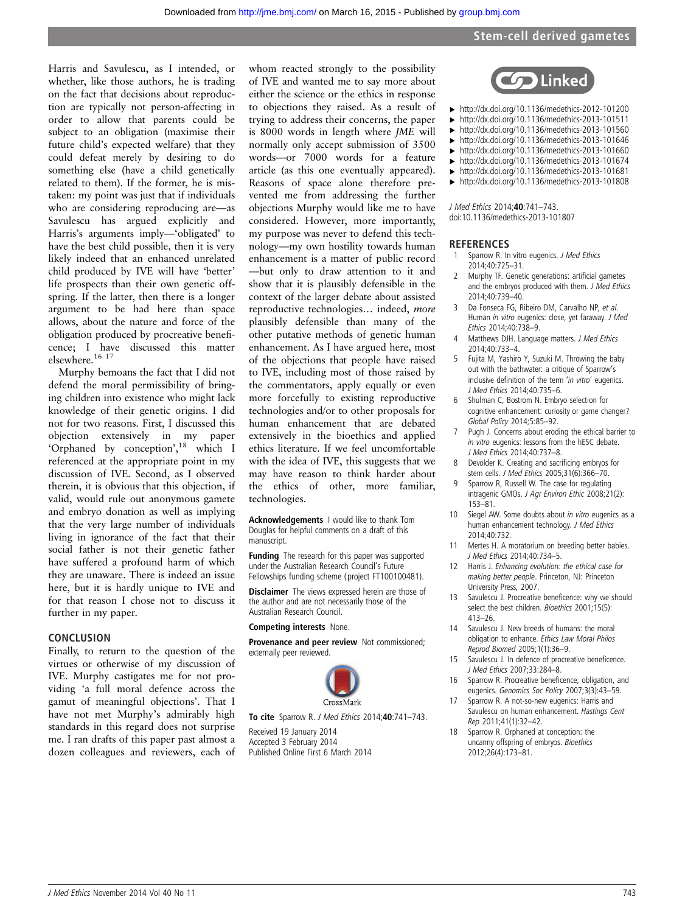Harris and Savulescu, as I intended, or whether, like those authors, he is trading on the fact that decisions about reproduction are typically not person-affecting in order to allow that parents could be subject to an obligation (maximise their future child's expected welfare) that they could defeat merely by desiring to do something else (have a child genetically related to them). If the former, he is mistaken: my point was just that if individuals who are considering reproducing are—as Savulescu has argued explicitly and Harris's arguments imply—'obligated' to have the best child possible, then it is very likely indeed that an enhanced unrelated child produced by IVE will have 'better' life prospects than their own genetic offspring. If the latter, then there is a longer argument to be had here than space allows, about the nature and force of the obligation produced by procreative beneficence; I have discussed this matter elsewhere.[16 17]

Murphy bemoans the fact that I did not defend the moral permissibility of bringing children into existence who might lack knowledge of their genetic origins. I did not for two reasons. First, I discussed this objection extensively in my paper 'Orphaned by conception',[18] which I referenced at the appropriate point in my discussion of IVE. Second, as I observed therein, it is obvious that this objection, if valid, would rule out anonymous gamete and embryo donation as well as implying that the very large number of individuals living in ignorance of the fact that their social father is not their genetic father have suffered a profound harm of which they are unaware. There is indeed an issue here, but it is hardly unique to IVE and for that reason I chose not to discuss it further in my paper.

## CONCLUSION

Finally, to return to the question of the virtues or otherwise of my discussion of IVE. Murphy castigates me for not providing 'a full moral defence across the gamut of meaningful objections'. That I have not met Murphy's admirably high standards in this regard does not surprise me. I ran drafts of this paper past almost a dozen colleagues and reviewers, each of whom reacted strongly to the possibility of IVE and wanted me to say more about either the science or the ethics in response to objections they raised. As a result of trying to address their concerns, the paper is 8000 words in length where *JME* will normally only accept submission of 3500 words—or 7000 words for a feature article (as this one eventually appeared). Reasons of space alone therefore prevented me from addressing the further objections Murphy would like me to have considered. However, more importantly, my purpose was never to defend this technology—my own hostility towards human enhancement is a matter of public record—but only to draw attention to it and show that it is plausibly defensible in the context of the larger debate about assisted reproductive technologies… indeed, *more* plausibly defensible than many of the other putative methods of genetic human enhancement. As I have argued here, most of the objections that people have raised to IVE, including most of those raised by the commentators, apply equally or even more forcefully to existing reproductive technologies and/or to other proposals for human enhancement that are debated extensively in the bioethics and applied ethics literature. If we feel uncomfortable with the idea of IVE, this suggests that we may have reason to think harder about the ethics of other, more familiar, technologies.

**Acknowledgements** I would like to thank Tom Douglas for helpful comments on a draft of this manuscript.

**Funding** The research for this paper was supported under the Australian Research Council's Future Fellowships funding scheme (project FT100100481).

**Disclaimer** The views expressed herein are those of the author and are not necessarily those of the Australian Research Council.

**Competing interests** None.

**Provenance and peer review** Not commissioned; externally peer reviewed.

**To cite** Sparrow R. *J Med Ethics* 2014;**40**:741–743.

Received 19 January 2014
Accepted 3 February 2014
Published Online First 6 March 2014

Linked

- http://dx.doi.org/10.1136/medethics-2012-101200
- http://dx.doi.org/10.1136/medethics-2013-101511
- http://dx.doi.org/10.1136/medethics-2013-101560
- http://dx.doi.org/10.1136/medethics-2013-101646
- http://dx.doi.org/10.1136/medethics-2013-101660
- http://dx.doi.org/10.1136/medethics-2013-101674
- http://dx.doi.org/10.1136/medethics-2013-101681
- http://dx.doi.org/10.1136/medethics-2013-101808

*J Med Ethics* 2014;**40**:741–743.
doi:10.1136/medethics-2013-101807

## REFERENCES

1. Sparrow R. In vitro eugenics. *J Med Ethics* 2014;40:725–31.
2. Murphy TF. Genetic generations: artificial gametes and the embryos produced with them. *J Med Ethics* 2014;40:739–40.
3. Da Fonseca GF, Ribeiro DM, Carvalho NP, *et al*. Human *in vitro* eugenics: close, yet faraway. *J Med Ethics* 2014;40:738–9.
4. Matthews DJH. Language matters. *J Med Ethics* 2014;40:733–4.
5. Fujita M, Yashiro Y, Suzuki M. Throwing the baby out with the bathwater: a critique of Sparrow's inclusive definition of the term '*in vitro*' eugenics. *J Med Ethics* 2014;40:735–6.
6. Shulman C, Bostrom N. Embryo selection for cognitive enhancement: curiosity or game changer? *Global Policy* 2014;5:85–92.
7. Pugh J. Concerns about eroding the ethical barrier to *in vitro* eugenics: lessons from the hESC debate. *J Med Ethics* 2014;40:737–8.
8. Devolder K. Creating and sacrificing embryos for stem cells. *J Med Ethics* 2005;31(6):366–70.
9. Sparrow R, Russell W. The case for regulating intragenic GMOs. *J Agr Environ Ethic* 2008;21(2):153–81.
10. Siegel AW. Some doubts about *in vitro* eugenics as a human enhancement technology. *J Med Ethics* 2014;40:732.
11. Mertes H. A moratorium on breeding better babies. *J Med Ethics* 2014;40:734–5.
12. Harris J. *Enhancing evolution: the ethical case for making better people*. Princeton, NJ: Princeton University Press, 2007.
13. Savulescu J. Procreative beneficence: why we should select the best children. *Bioethics* 2001;15(5):413–26.
14. Savulescu J. New breeds of humans: the moral obligation to enhance. *Ethics Law Moral Philos Reprod Biomed* 2005;1(1):36–9.
15. Savulescu J. In defence of procreative beneficence. *J Med Ethics* 2007;33:284–8.
16. Sparrow R. Procreative beneficence, obligation, and eugenics. *Genomics Soc Policy* 2007;3(3):43–59.
17. Sparrow R. A not-so-new eugenics: Harris and Savulescu on human enhancement. *Hastings Cent Rep* 2011;41(1):32–42.
18. Sparrow R. Orphaned at conception: the uncanny offspring of embryos. *Bioethics* 2012;26(4):173–81.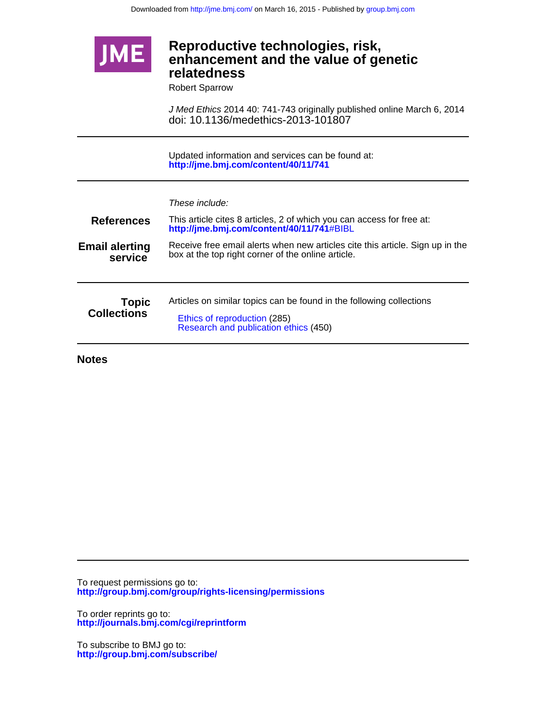Downloaded from http://jme.bmj.com/ on March 16, 2015 - Published by group.bmj.com

JME

# Reproductive technologies, risk, enhancement and the value of genetic relatedness

Robert Sparrow

*J Med Ethics* 2014 40: 741-743 originally published online March 6, 2014
doi: 10.1136/medethics-2013-101807

Updated information and services can be found at:
**http://jme.bmj.com/content/40/11/741**

*These include:*

**References**

This article cites 8 articles, 2 of which you can access for free at:
**http://jme.bmj.com/content/40/11/741**#BIBL

**Email alerting service**

Receive free email alerts when new articles cite this article. Sign up in the box at the top right corner of the online article.

**Topic Collections**

Articles on similar topics can be found in the following collections

Ethics of reproduction (285)
Research and publication ethics (450)

## Notes

To request permissions go to:
**http://group.bmj.com/group/rights-licensing/permissions**

To order reprints go to:
**http://journals.bmj.com/cgi/reprintform**

To subscribe to BMJ go to:
**http://group.bmj.com/subscribe/**